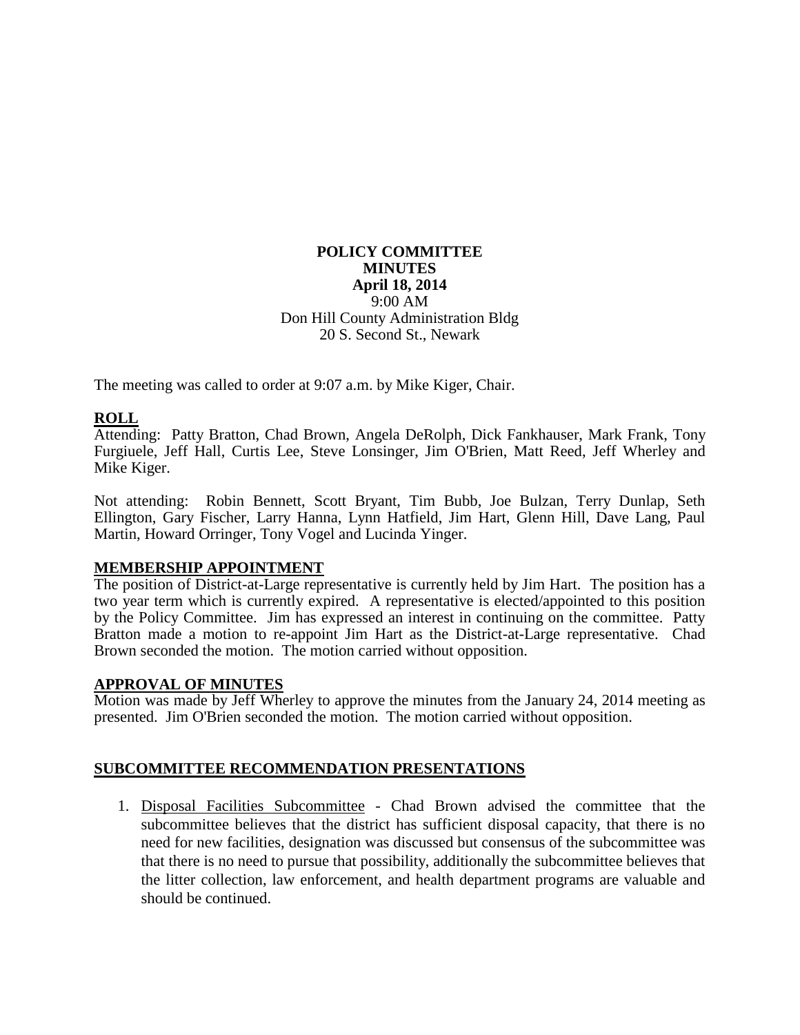**POLICY COMMITTEE**
**MINUTES**
**April 18, 2014**
9:00 AM
Don Hill County Administration Bldg
20 S. Second St., Newark

The meeting was called to order at 9:07 a.m. by Mike Kiger, Chair.

## ROLL

Attending: Patty Bratton, Chad Brown, Angela DeRolph, Dick Fankhauser, Mark Frank, Tony Furgiuele, Jeff Hall, Curtis Lee, Steve Lonsinger, Jim O'Brien, Matt Reed, Jeff Wherley and Mike Kiger.

Not attending: Robin Bennett, Scott Bryant, Tim Bubb, Joe Bulzan, Terry Dunlap, Seth Ellington, Gary Fischer, Larry Hanna, Lynn Hatfield, Jim Hart, Glenn Hill, Dave Lang, Paul Martin, Howard Orringer, Tony Vogel and Lucinda Yinger.

## MEMBERSHIP APPOINTMENT

The position of District-at-Large representative is currently held by Jim Hart. The position has a two year term which is currently expired. A representative is elected/appointed to this position by the Policy Committee. Jim has expressed an interest in continuing on the committee. Patty Bratton made a motion to re-appoint Jim Hart as the District-at-Large representative. Chad Brown seconded the motion. The motion carried without opposition.

## APPROVAL OF MINUTES

Motion was made by Jeff Wherley to approve the minutes from the January 24, 2014 meeting as presented. Jim O'Brien seconded the motion. The motion carried without opposition.

## SUBCOMMITTEE RECOMMENDATION PRESENTATIONS

1. Disposal Facilities Subcommittee - Chad Brown advised the committee that the subcommittee believes that the district has sufficient disposal capacity, that there is no need for new facilities, designation was discussed but consensus of the subcommittee was that there is no need to pursue that possibility, additionally the subcommittee believes that the litter collection, law enforcement, and health department programs are valuable and should be continued.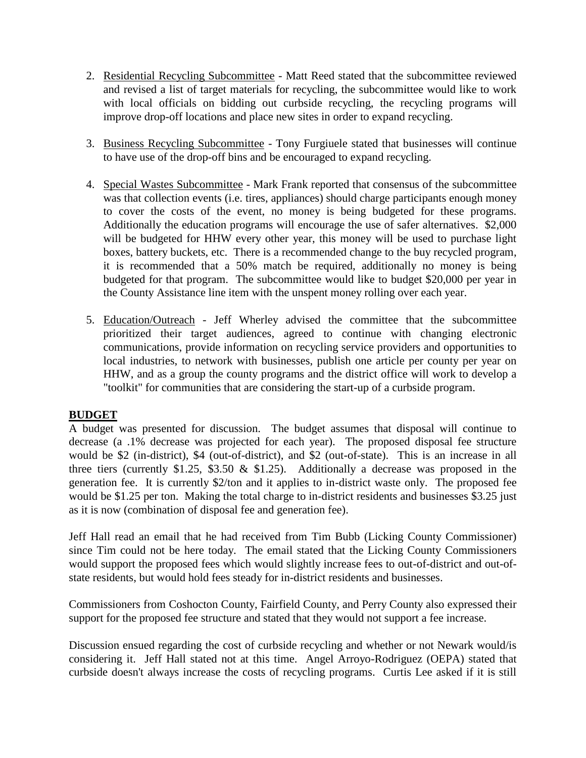2. Residential Recycling Subcommittee - Matt Reed stated that the subcommittee reviewed and revised a list of target materials for recycling, the subcommittee would like to work with local officials on bidding out curbside recycling, the recycling programs will improve drop-off locations and place new sites in order to expand recycling.

3. Business Recycling Subcommittee - Tony Furgiuele stated that businesses will continue to have use of the drop-off bins and be encouraged to expand recycling.

4. Special Wastes Subcommittee - Mark Frank reported that consensus of the subcommittee was that collection events (i.e. tires, appliances) should charge participants enough money to cover the costs of the event, no money is being budgeted for these programs. Additionally the education programs will encourage the use of safer alternatives. $2,000 will be budgeted for HHW every other year, this money will be used to purchase light boxes, battery buckets, etc. There is a recommended change to the buy recycled program, it is recommended that a 50% match be required, additionally no money is being budgeted for that program. The subcommittee would like to budget $20,000 per year in the County Assistance line item with the unspent money rolling over each year.

5. Education/Outreach - Jeff Wherley advised the committee that the subcommittee prioritized their target audiences, agreed to continue with changing electronic communications, provide information on recycling service providers and opportunities to local industries, to network with businesses, publish one article per county per year on HHW, and as a group the county programs and the district office will work to develop a "toolkit" for communities that are considering the start-up of a curbside program.

**BUDGET**

A budget was presented for discussion. The budget assumes that disposal will continue to decrease (a .1% decrease was projected for each year). The proposed disposal fee structure would be $2 (in-district), $4 (out-of-district), and $2 (out-of-state). This is an increase in all three tiers (currently $1.25, $3.50 & $1.25). Additionally a decrease was proposed in the generation fee. It is currently $2/ton and it applies to in-district waste only. The proposed fee would be $1.25 per ton. Making the total charge to in-district residents and businesses $3.25 just as it is now (combination of disposal fee and generation fee).

Jeff Hall read an email that he had received from Tim Bubb (Licking County Commissioner) since Tim could not be here today. The email stated that the Licking County Commissioners would support the proposed fees which would slightly increase fees to out-of-district and out-of-state residents, but would hold fees steady for in-district residents and businesses.

Commissioners from Coshocton County, Fairfield County, and Perry County also expressed their support for the proposed fee structure and stated that they would not support a fee increase.

Discussion ensued regarding the cost of curbside recycling and whether or not Newark would/is considering it. Jeff Hall stated not at this time. Angel Arroyo-Rodriguez (OEPA) stated that curbside doesn't always increase the costs of recycling programs. Curtis Lee asked if it is still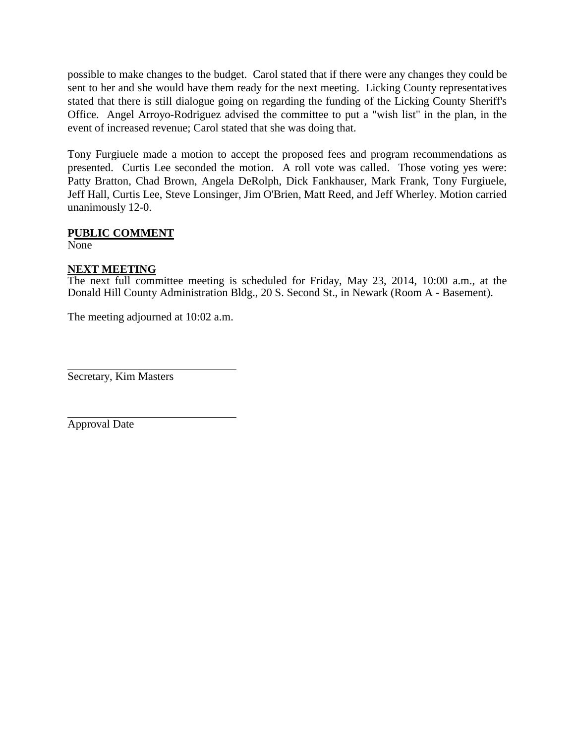possible to make changes to the budget. Carol stated that if there were any changes they could be sent to her and she would have them ready for the next meeting. Licking County representatives stated that there is still dialogue going on regarding the funding of the Licking County Sheriff's Office. Angel Arroyo-Rodriguez advised the committee to put a "wish list" in the plan, in the event of increased revenue; Carol stated that she was doing that.

Tony Furgiuele made a motion to accept the proposed fees and program recommendations as presented. Curtis Lee seconded the motion. A roll vote was called. Those voting yes were: Patty Bratton, Chad Brown, Angela DeRolph, Dick Fankhauser, Mark Frank, Tony Furgiuele, Jeff Hall, Curtis Lee, Steve Lonsinger, Jim O'Brien, Matt Reed, and Jeff Wherley. Motion carried unanimously 12-0.

**PUBLIC COMMENT**

None

**NEXT MEETING**

The next full committee meeting is scheduled for Friday, May 23, 2014, 10:00 a.m., at the Donald Hill County Administration Bldg., 20 S. Second St., in Newark (Room A - Basement).

The meeting adjourned at 10:02 a.m.

\_\_\_\_\_\_\_\_\_\_\_\_\_\_\_\_\_\_\_\_\_\_\_\_\_\_\_\_\_\_

Secretary, Kim Masters

\_\_\_\_\_\_\_\_\_\_\_\_\_\_\_\_\_\_\_\_\_\_\_\_\_\_\_\_\_\_

Approval Date